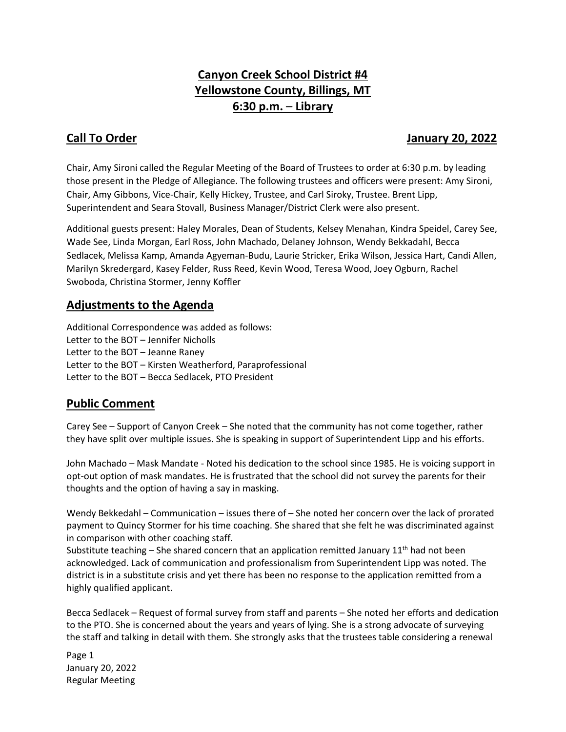# Canyon Creek School District #4
# Yellowstone County, Billings, MT
# 6:30 p.m. – Library

## Call To Order — January 20, 2022

Chair, Amy Sironi called the Regular Meeting of the Board of Trustees to order at 6:30 p.m. by leading those present in the Pledge of Allegiance. The following trustees and officers were present: Amy Sironi, Chair, Amy Gibbons, Vice-Chair, Kelly Hickey, Trustee, and Carl Siroky, Trustee. Brent Lipp, Superintendent and Seara Stovall, Business Manager/District Clerk were also present.

Additional guests present: Haley Morales, Dean of Students, Kelsey Menahan, Kindra Speidel, Carey See, Wade See, Linda Morgan, Earl Ross, John Machado, Delaney Johnson, Wendy Bekkadahl, Becca Sedlacek, Melissa Kamp, Amanda Agyeman-Budu, Laurie Stricker, Erika Wilson, Jessica Hart, Candi Allen, Marilyn Skredergard, Kasey Felder, Russ Reed, Kevin Wood, Teresa Wood, Joey Ogburn, Rachel Swoboda, Christina Stormer, Jenny Koffler

## Adjustments to the Agenda

Additional Correspondence was added as follows:
Letter to the BOT – Jennifer Nicholls
Letter to the BOT – Jeanne Raney
Letter to the BOT – Kirsten Weatherford, Paraprofessional
Letter to the BOT – Becca Sedlacek, PTO President

## Public Comment

Carey See – Support of Canyon Creek – She noted that the community has not come together, rather they have split over multiple issues. She is speaking in support of Superintendent Lipp and his efforts.

John Machado – Mask Mandate - Noted his dedication to the school since 1985. He is voicing support in opt-out option of mask mandates. He is frustrated that the school did not survey the parents for their thoughts and the option of having a say in masking.

Wendy Bekkedahl – Communication – issues there of – She noted her concern over the lack of prorated payment to Quincy Stormer for his time coaching. She shared that she felt he was discriminated against in comparison with other coaching staff.
Substitute teaching – She shared concern that an application remitted January 11th had not been acknowledged. Lack of communication and professionalism from Superintendent Lipp was noted. The district is in a substitute crisis and yet there has been no response to the application remitted from a highly qualified applicant.

Becca Sedlacek – Request of formal survey from staff and parents – She noted her efforts and dedication to the PTO. She is concerned about the years and years of lying. She is a strong advocate of surveying the staff and talking in detail with them. She strongly asks that the trustees table considering a renewal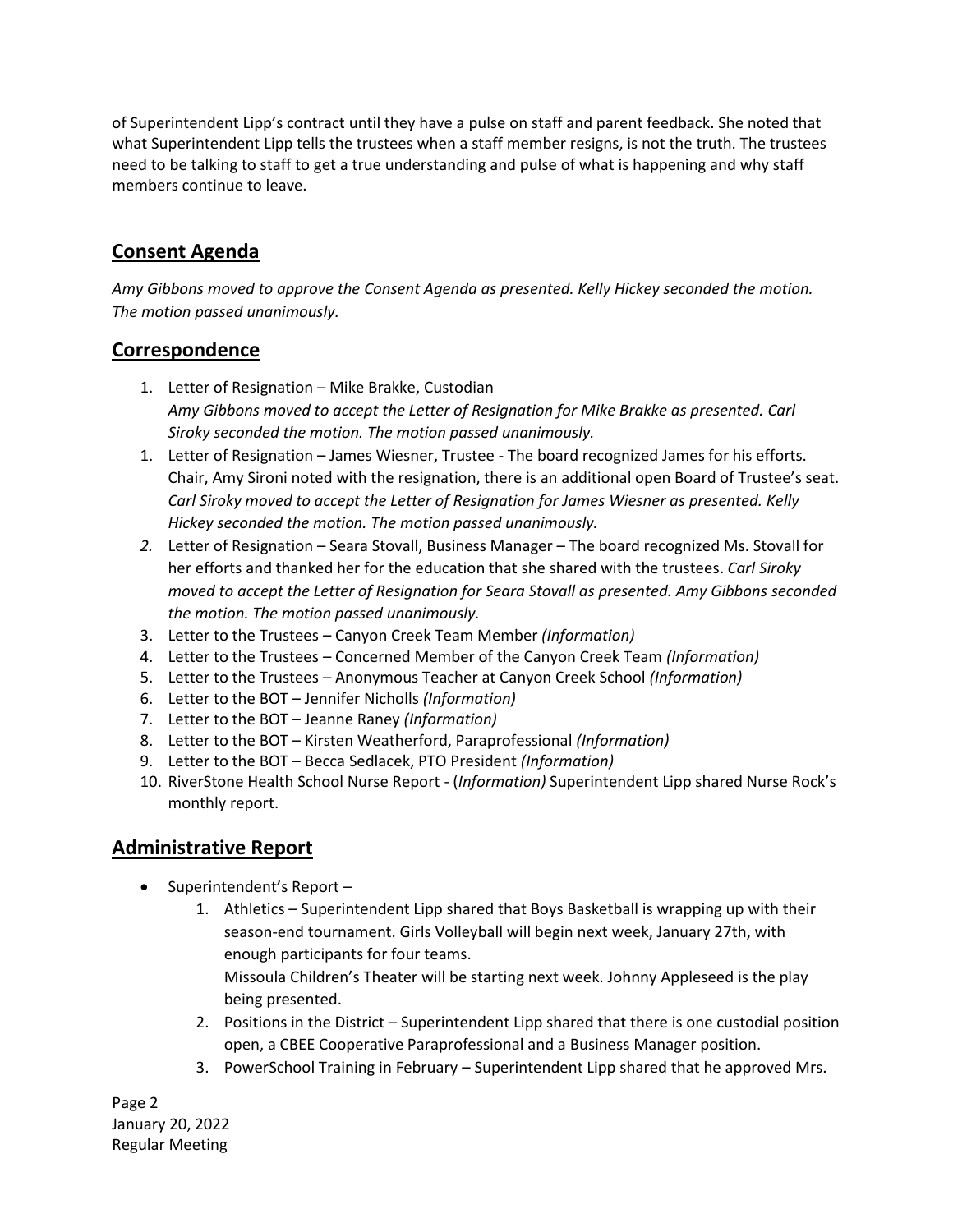of Superintendent Lipp's contract until they have a pulse on staff and parent feedback. She noted that what Superintendent Lipp tells the trustees when a staff member resigns, is not the truth. The trustees need to be talking to staff to get a true understanding and pulse of what is happening and why staff members continue to leave.

## Consent Agenda

*Amy Gibbons moved to approve the Consent Agenda as presented. Kelly Hickey seconded the motion. The motion passed unanimously.*

## Correspondence

1. Letter of Resignation – Mike Brakke, Custodian
   *Amy Gibbons moved to accept the Letter of Resignation for Mike Brakke as presented. Carl Siroky seconded the motion. The motion passed unanimously.*
1. Letter of Resignation – James Wiesner, Trustee - The board recognized James for his efforts. Chair, Amy Sironi noted with the resignation, there is an additional open Board of Trustee's seat. *Carl Siroky moved to accept the Letter of Resignation for James Wiesner as presented. Kelly Hickey seconded the motion. The motion passed unanimously.*
2. Letter of Resignation – Seara Stovall, Business Manager – The board recognized Ms. Stovall for her efforts and thanked her for the education that she shared with the trustees. *Carl Siroky moved to accept the Letter of Resignation for Seara Stovall as presented. Amy Gibbons seconded the motion. The motion passed unanimously.*
3. Letter to the Trustees – Canyon Creek Team Member *(Information)*
4. Letter to the Trustees – Concerned Member of the Canyon Creek Team *(Information)*
5. Letter to the Trustees – Anonymous Teacher at Canyon Creek School *(Information)*
6. Letter to the BOT – Jennifer Nicholls *(Information)*
7. Letter to the BOT – Jeanne Raney *(Information)*
8. Letter to the BOT – Kirsten Weatherford, Paraprofessional *(Information)*
9. Letter to the BOT – Becca Sedlacek, PTO President *(Information)*
10. RiverStone Health School Nurse Report - (*Information)* Superintendent Lipp shared Nurse Rock's monthly report.

## Administrative Report

- Superintendent's Report –
  1. Athletics – Superintendent Lipp shared that Boys Basketball is wrapping up with their season-end tournament. Girls Volleyball will begin next week, January 27th, with enough participants for four teams.
     Missoula Children's Theater will be starting next week. Johnny Appleseed is the play being presented.
  2. Positions in the District – Superintendent Lipp shared that there is one custodial position open, a CBEE Cooperative Paraprofessional and a Business Manager position.
  3. PowerSchool Training in February – Superintendent Lipp shared that he approved Mrs.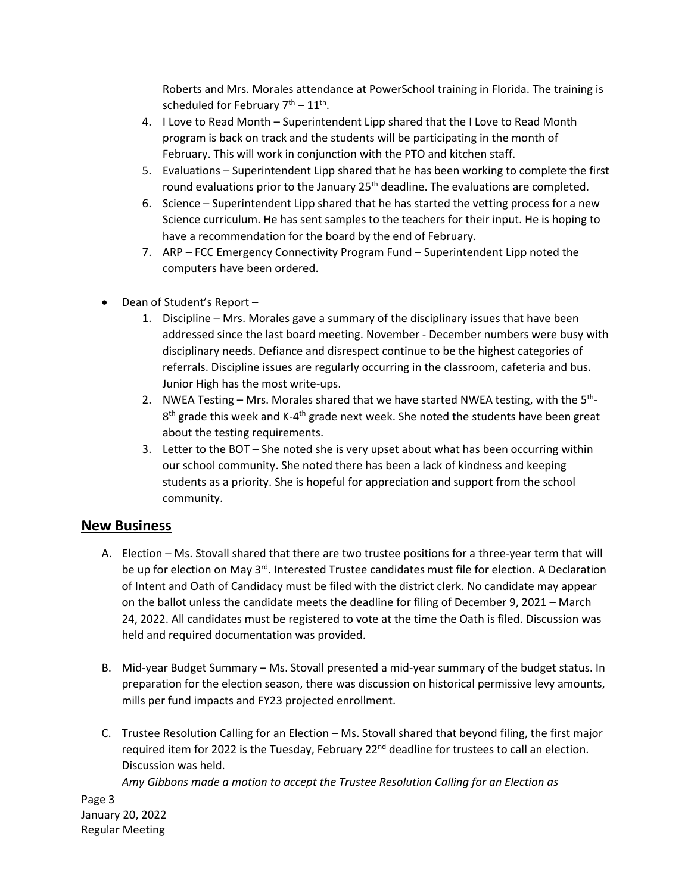Roberts and Mrs. Morales attendance at PowerSchool training in Florida. The training is scheduled for February 7th – 11th.

4. I Love to Read Month – Superintendent Lipp shared that the I Love to Read Month program is back on track and the students will be participating in the month of February. This will work in conjunction with the PTO and kitchen staff.
5. Evaluations – Superintendent Lipp shared that he has been working to complete the first round evaluations prior to the January 25th deadline. The evaluations are completed.
6. Science – Superintendent Lipp shared that he has started the vetting process for a new Science curriculum. He has sent samples to the teachers for their input. He is hoping to have a recommendation for the board by the end of February.
7. ARP – FCC Emergency Connectivity Program Fund – Superintendent Lipp noted the computers have been ordered.

- Dean of Student's Report –
    1. Discipline – Mrs. Morales gave a summary of the disciplinary issues that have been addressed since the last board meeting. November - December numbers were busy with disciplinary needs. Defiance and disrespect continue to be the highest categories of referrals. Discipline issues are regularly occurring in the classroom, cafeteria and bus. Junior High has the most write-ups.
    2. NWEA Testing – Mrs. Morales shared that we have started NWEA testing, with the 5th-8th grade this week and K-4th grade next week. She noted the students have been great about the testing requirements.
    3. Letter to the BOT – She noted she is very upset about what has been occurring within our school community. She noted there has been a lack of kindness and keeping students as a priority. She is hopeful for appreciation and support from the school community.

## New Business

A. Election – Ms. Stovall shared that there are two trustee positions for a three-year term that will be up for election on May 3rd. Interested Trustee candidates must file for election. A Declaration of Intent and Oath of Candidacy must be filed with the district clerk. No candidate may appear on the ballot unless the candidate meets the deadline for filing of December 9, 2021 – March 24, 2022. All candidates must be registered to vote at the time the Oath is filed. Discussion was held and required documentation was provided.

B. Mid-year Budget Summary – Ms. Stovall presented a mid-year summary of the budget status. In preparation for the election season, there was discussion on historical permissive levy amounts, mills per fund impacts and FY23 projected enrollment.

C. Trustee Resolution Calling for an Election – Ms. Stovall shared that beyond filing, the first major required item for 2022 is the Tuesday, February 22nd deadline for trustees to call an election. Discussion was held.

*Amy Gibbons made a motion to accept the Trustee Resolution Calling for an Election as*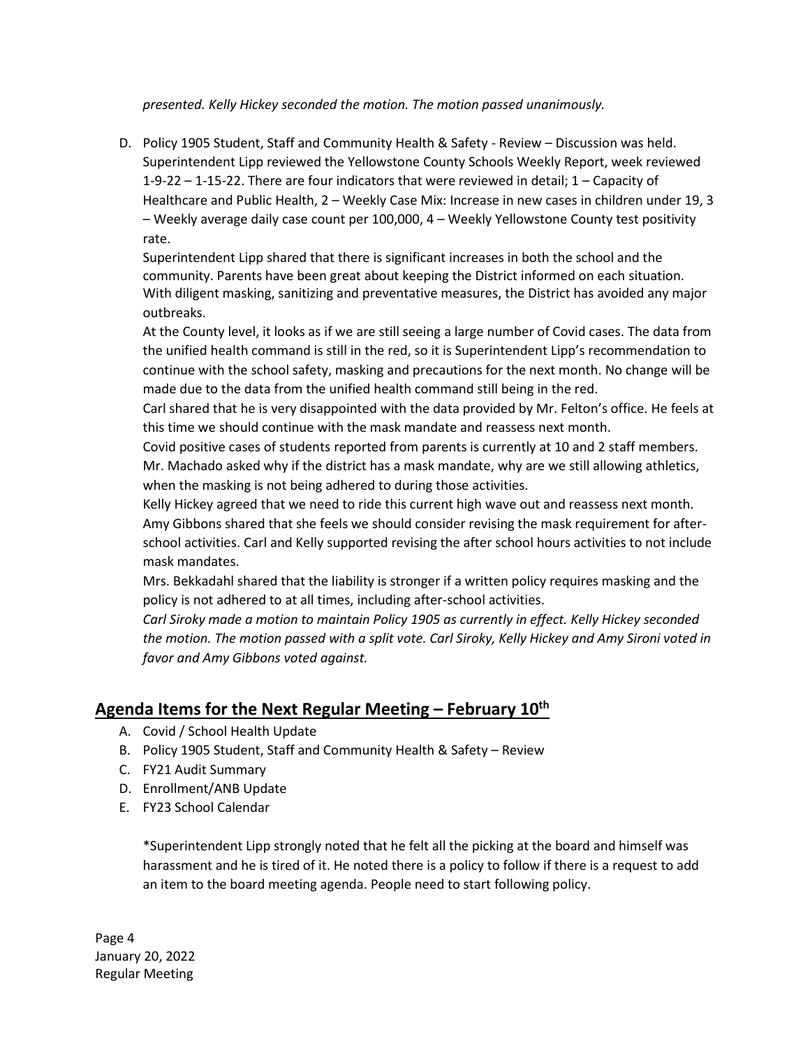*presented. Kelly Hickey seconded the motion. The motion passed unanimously.*

D. Policy 1905 Student, Staff and Community Health & Safety - Review – Discussion was held. Superintendent Lipp reviewed the Yellowstone County Schools Weekly Report, week reviewed 1-9-22 – 1-15-22. There are four indicators that were reviewed in detail; 1 – Capacity of Healthcare and Public Health, 2 – Weekly Case Mix: Increase in new cases in children under 19, 3 – Weekly average daily case count per 100,000, 4 – Weekly Yellowstone County test positivity rate.

   Superintendent Lipp shared that there is significant increases in both the school and the community. Parents have been great about keeping the District informed on each situation. With diligent masking, sanitizing and preventative measures, the District has avoided any major outbreaks.

   At the County level, it looks as if we are still seeing a large number of Covid cases. The data from the unified health command is still in the red, so it is Superintendent Lipp's recommendation to continue with the school safety, masking and precautions for the next month. No change will be made due to the data from the unified health command still being in the red.

   Carl shared that he is very disappointed with the data provided by Mr. Felton's office. He feels at this time we should continue with the mask mandate and reassess next month.

   Covid positive cases of students reported from parents is currently at 10 and 2 staff members.

   Mr. Machado asked why if the district has a mask mandate, why are we still allowing athletics, when the masking is not being adhered to during those activities.

   Kelly Hickey agreed that we need to ride this current high wave out and reassess next month.

   Amy Gibbons shared that she feels we should consider revising the mask requirement for after-school activities. Carl and Kelly supported revising the after school hours activities to not include mask mandates.

   Mrs. Bekkadahl shared that the liability is stronger if a written policy requires masking and the policy is not adhered to at all times, including after-school activities.

   *Carl Siroky made a motion to maintain Policy 1905 as currently in effect. Kelly Hickey seconded the motion. The motion passed with a split vote. Carl Siroky, Kelly Hickey and Amy Sironi voted in favor and Amy Gibbons voted against.*

## Agenda Items for the Next Regular Meeting – February 10th

A. Covid / School Health Update
B. Policy 1905 Student, Staff and Community Health & Safety – Review
C. FY21 Audit Summary
D. Enrollment/ANB Update
E. FY23 School Calendar

*Superintendent Lipp strongly noted that he felt all the picking at the board and himself was harassment and he is tired of it. He noted there is a policy to follow if there is a request to add an item to the board meeting agenda. People need to start following policy.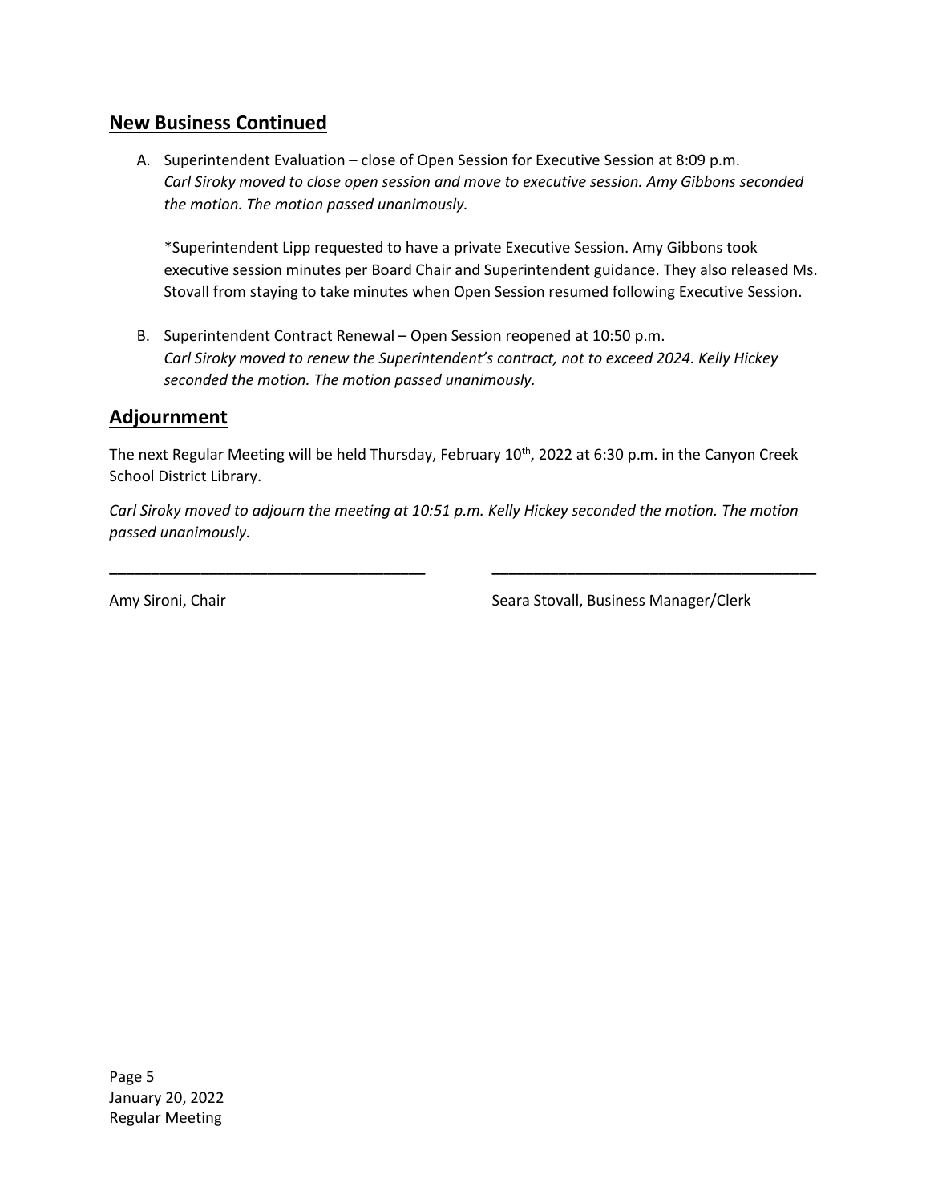## New Business Continued

A. Superintendent Evaluation – close of Open Session for Executive Session at 8:09 p.m.
   *Carl Siroky moved to close open session and move to executive session. Amy Gibbons seconded the motion. The motion passed unanimously.*

   *Superintendent Lipp requested to have a private Executive Session. Amy Gibbons took executive session minutes per Board Chair and Superintendent guidance. They also released Ms. Stovall from staying to take minutes when Open Session resumed following Executive Session.

B. Superintendent Contract Renewal – Open Session reopened at 10:50 p.m.
   *Carl Siroky moved to renew the Superintendent's contract, not to exceed 2024. Kelly Hickey seconded the motion. The motion passed unanimously.*

## Adjournment

The next Regular Meeting will be held Thursday, February 10th, 2022 at 6:30 p.m. in the Canyon Creek School District Library.

*Carl Siroky moved to adjourn the meeting at 10:51 p.m. Kelly Hickey seconded the motion. The motion passed unanimously.*

\_\_\_\_\_\_\_\_\_\_\_\_\_\_\_\_\_\_\_\_\_\_\_\_\_\_\_\_\_\_\_\_\_\_\_\_\_\_ \_\_\_\_\_\_\_\_\_\_\_\_\_\_\_\_\_\_\_\_\_\_\_\_\_\_\_\_\_\_\_\_\_\_\_\_\_\_

Amy Sironi, Chair

Seara Stovall, Business Manager/Clerk